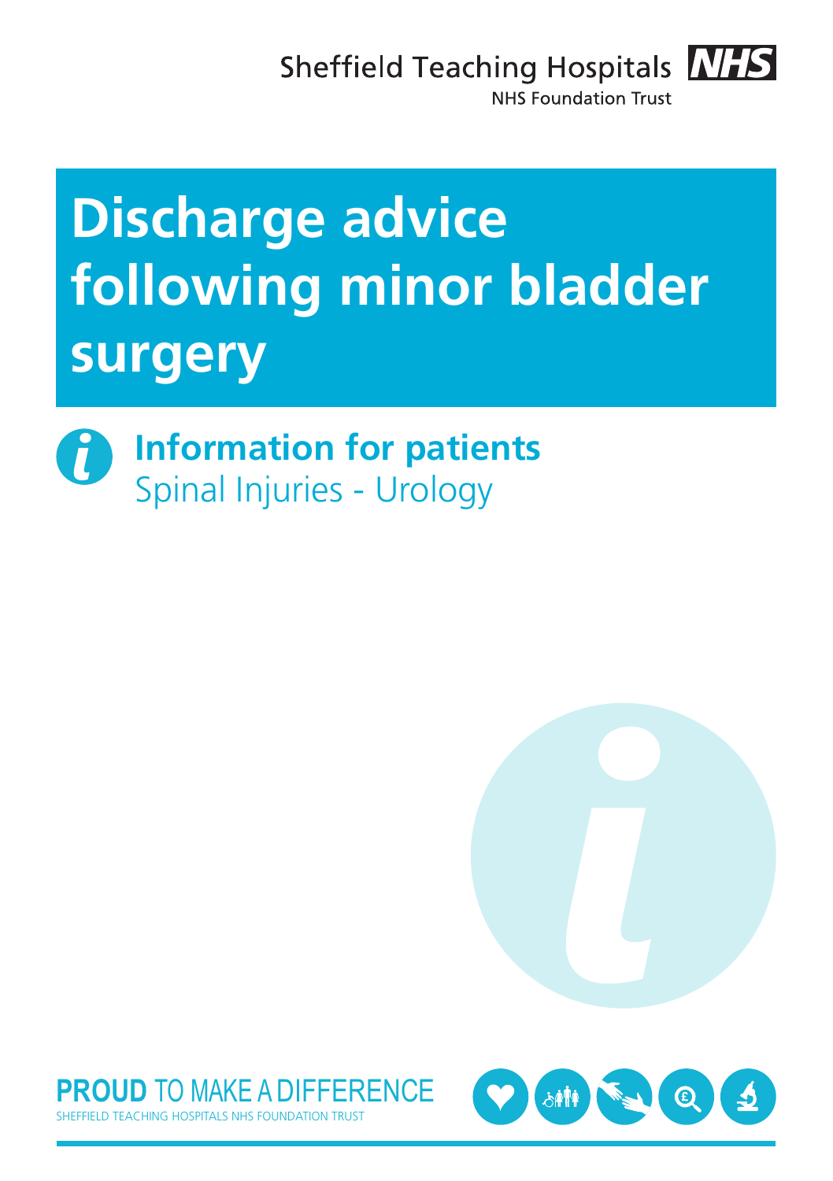Sheffield Teaching Hospitals NHS Foundation Trust

# Discharge advice following minor bladder surgery

## Information for patients

Spinal Injuries - Urology

**PROUD** TO MAKE A DIFFERENCE

SHEFFIELD TEACHING HOSPITALS NHS FOUNDATION TRUST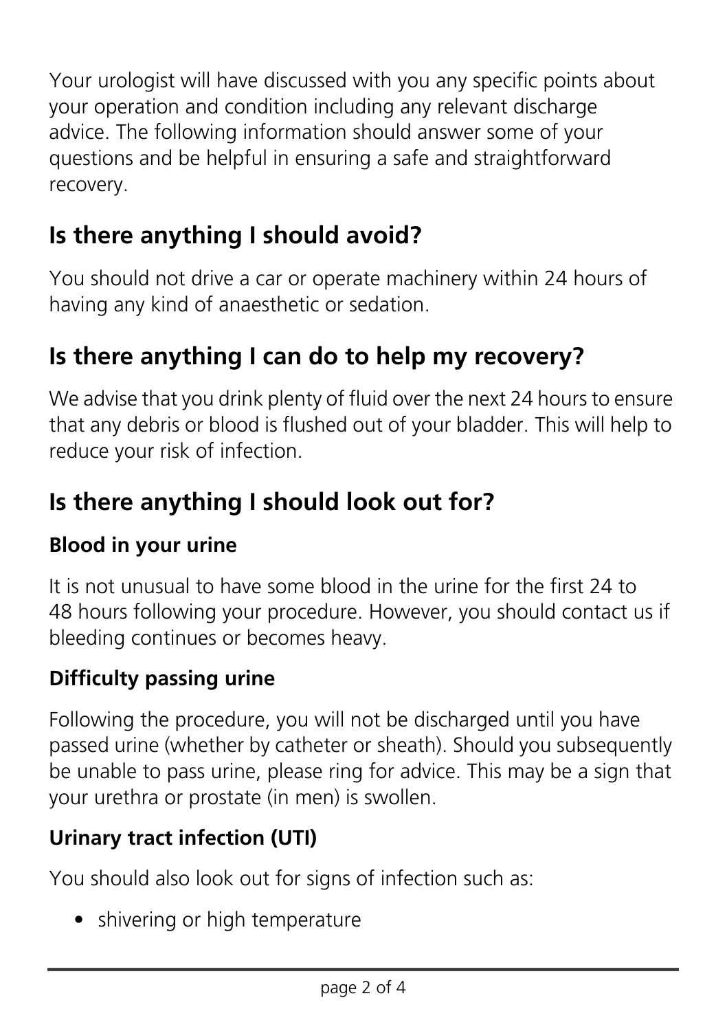Your urologist will have discussed with you any specific points about your operation and condition including any relevant discharge advice. The following information should answer some of your questions and be helpful in ensuring a safe and straightforward recovery.

## Is there anything I should avoid?

You should not drive a car or operate machinery within 24 hours of having any kind of anaesthetic or sedation.

## Is there anything I can do to help my recovery?

We advise that you drink plenty of fluid over the next 24 hours to ensure that any debris or blood is flushed out of your bladder. This will help to reduce your risk of infection.

## Is there anything I should look out for?

### Blood in your urine

It is not unusual to have some blood in the urine for the first 24 to 48 hours following your procedure. However, you should contact us if bleeding continues or becomes heavy.

### Difficulty passing urine

Following the procedure, you will not be discharged until you have passed urine (whether by catheter or sheath). Should you subsequently be unable to pass urine, please ring for advice. This may be a sign that your urethra or prostate (in men) is swollen.

### Urinary tract infection (UTI)

You should also look out for signs of infection such as:

- shivering or high temperature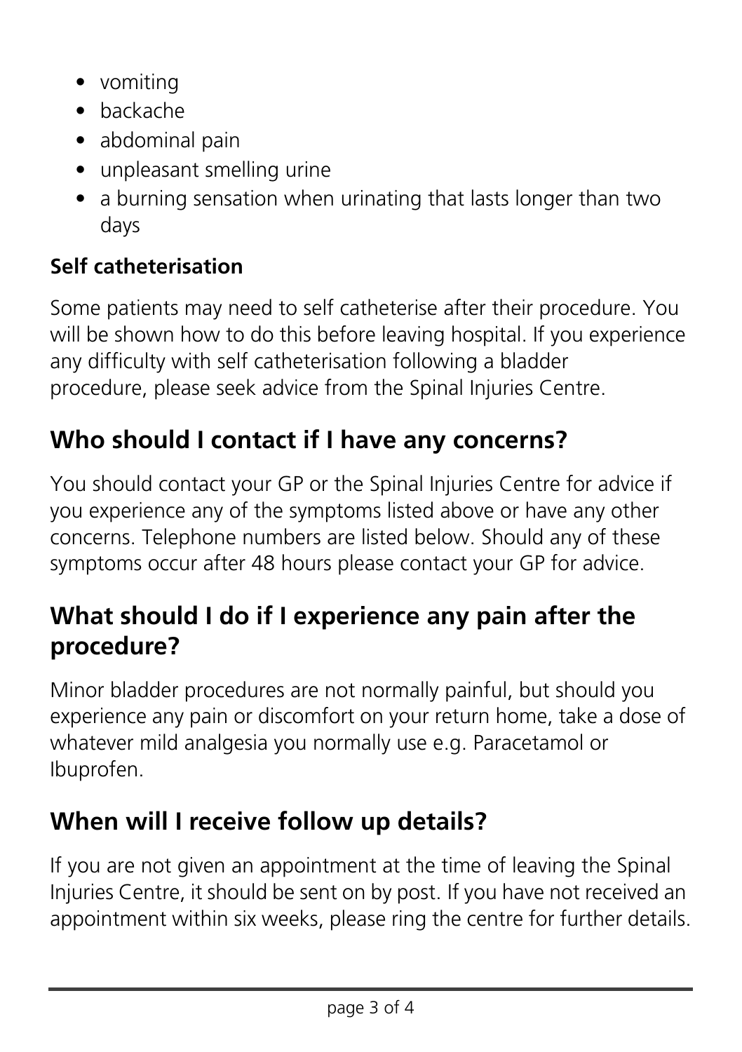- vomiting
- backache
- abdominal pain
- unpleasant smelling urine
- a burning sensation when urinating that lasts longer than two days

**Self catheterisation**

Some patients may need to self catheterise after their procedure. You will be shown how to do this before leaving hospital. If you experience any difficulty with self catheterisation following a bladder procedure, please seek advice from the Spinal Injuries Centre.

## Who should I contact if I have any concerns?

You should contact your GP or the Spinal Injuries Centre for advice if you experience any of the symptoms listed above or have any other concerns. Telephone numbers are listed below. Should any of these symptoms occur after 48 hours please contact your GP for advice.

## What should I do if I experience any pain after the procedure?

Minor bladder procedures are not normally painful, but should you experience any pain or discomfort on your return home, take a dose of whatever mild analgesia you normally use e.g. Paracetamol or Ibuprofen.

## When will I receive follow up details?

If you are not given an appointment at the time of leaving the Spinal Injuries Centre, it should be sent on by post. If you have not received an appointment within six weeks, please ring the centre for further details.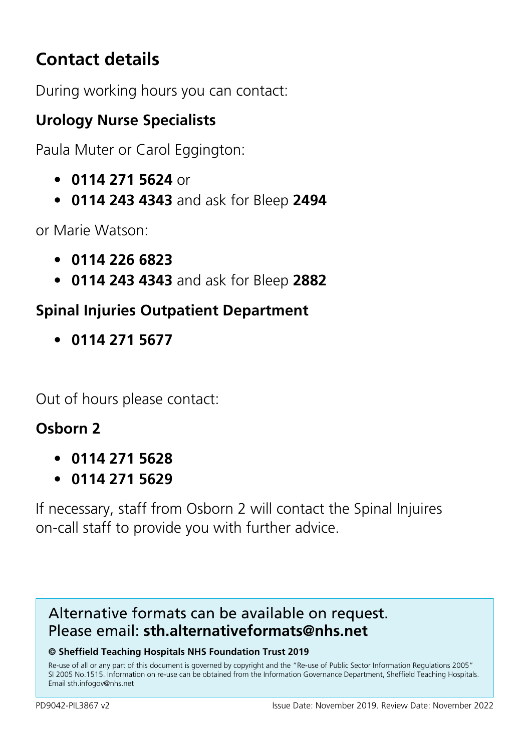## Contact details

During working hours you can contact:

### Urology Nurse Specialists

Paula Muter or Carol Eggington:

- **0114 271 5624** or
- **0114 243 4343** and ask for Bleep **2494**

or Marie Watson:

- **0114 226 6823**
- **0114 243 4343** and ask for Bleep **2882**

### Spinal Injuries Outpatient Department

- **0114 271 5677**

Out of hours please contact:

### Osborn 2

- **0114 271 5628**
- **0114 271 5629**

If necessary, staff from Osborn 2 will contact the Spinal Injuires on-call staff to provide you with further advice.

Alternative formats can be available on request.
Please email: **sth.alternativeformats@nhs.net**

**© Sheffield Teaching Hospitals NHS Foundation Trust 2019**

Re-use of all or any part of this document is governed by copyright and the "Re-use of Public Sector Information Regulations 2005" SI 2005 No.1515. Information on re-use can be obtained from the Information Governance Department, Sheffield Teaching Hospitals. Email sth.infogov@nhs.net

PD9042-PIL3867 v2 Issue Date: November 2019. Review Date: November 2022